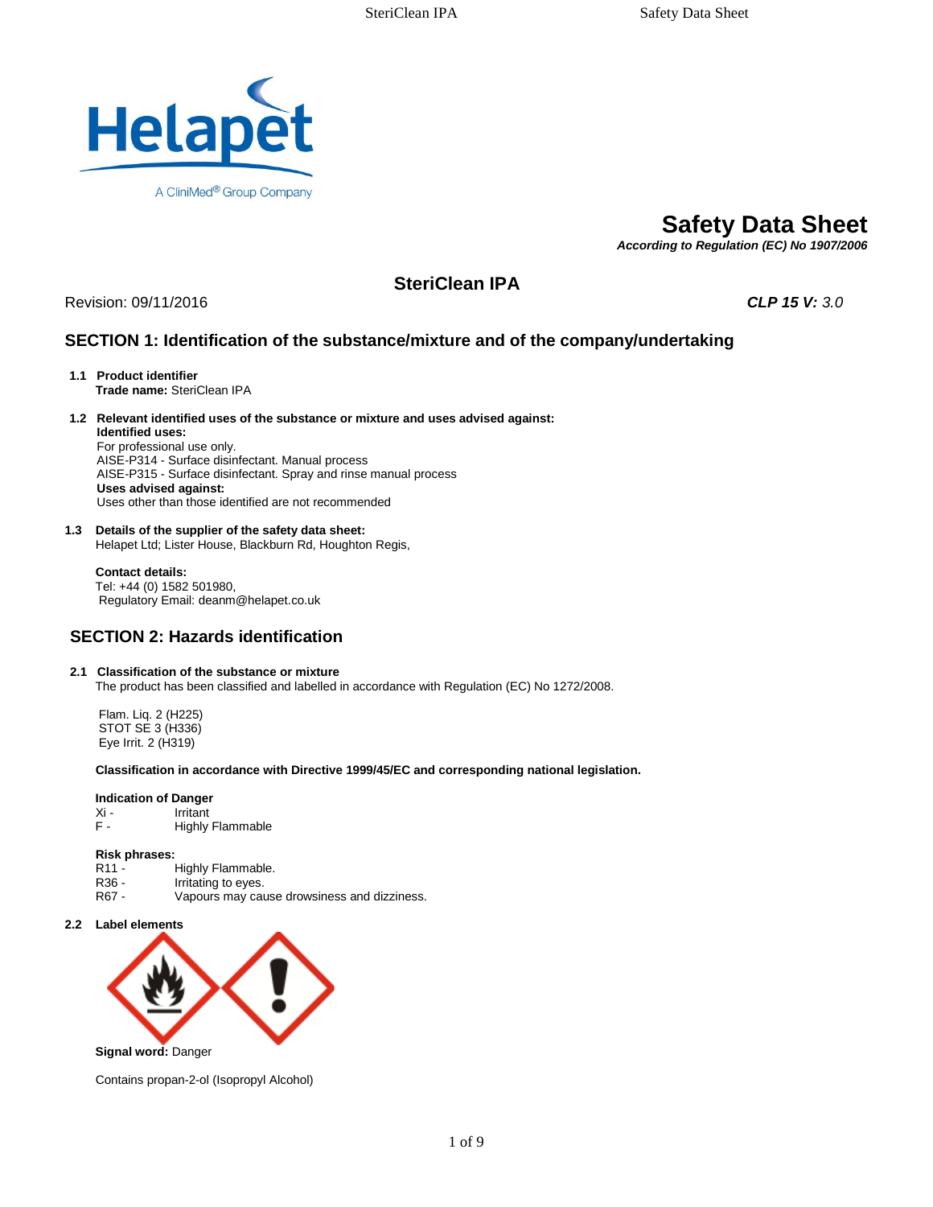# Safety Data Sheet

***According to Regulation (EC) No 1907/2006***

## SteriClean IPA

Revision: 09/11/2016 ***CLP 15 V:*** *3.0*

## SECTION 1: Identification of the substance/mixture and of the company/undertaking

**1.1 Product identifier**
**Trade name:** SteriClean IPA

**1.2 Relevant identified uses of the substance or mixture and uses advised against:**
**Identified uses:**
For professional use only.
AISE-P314 - Surface disinfectant. Manual process
AISE-P315 - Surface disinfectant. Spray and rinse manual process
**Uses advised against:**
Uses other than those identified are not recommended

**1.3 Details of the supplier of the safety data sheet:**
Helapet Ltd; Lister House, Blackburn Rd, Houghton Regis,

**Contact details:**
Tel: +44 (0) 1582 501980,
Regulatory Email: deanm@helapet.co.uk

## SECTION 2: Hazards identification

**2.1 Classification of the substance or mixture**
The product has been classified and labelled in accordance with Regulation (EC) No 1272/2008.

Flam. Liq. 2 (H225)
STOT SE 3 (H336)
Eye Irrit. 2 (H319)

**Classification in accordance with Directive 1999/45/EC and corresponding national legislation.**

**Indication of Danger**
Xi - Irritant
F - Highly Flammable

**Risk phrases:**
R11 - Highly Flammable.
R36 - Irritating to eyes.
R67 - Vapours may cause drowsiness and dizziness.

**2.2 Label elements**

**Signal word:** Danger

Contains propan-2-ol (Isopropyl Alcohol)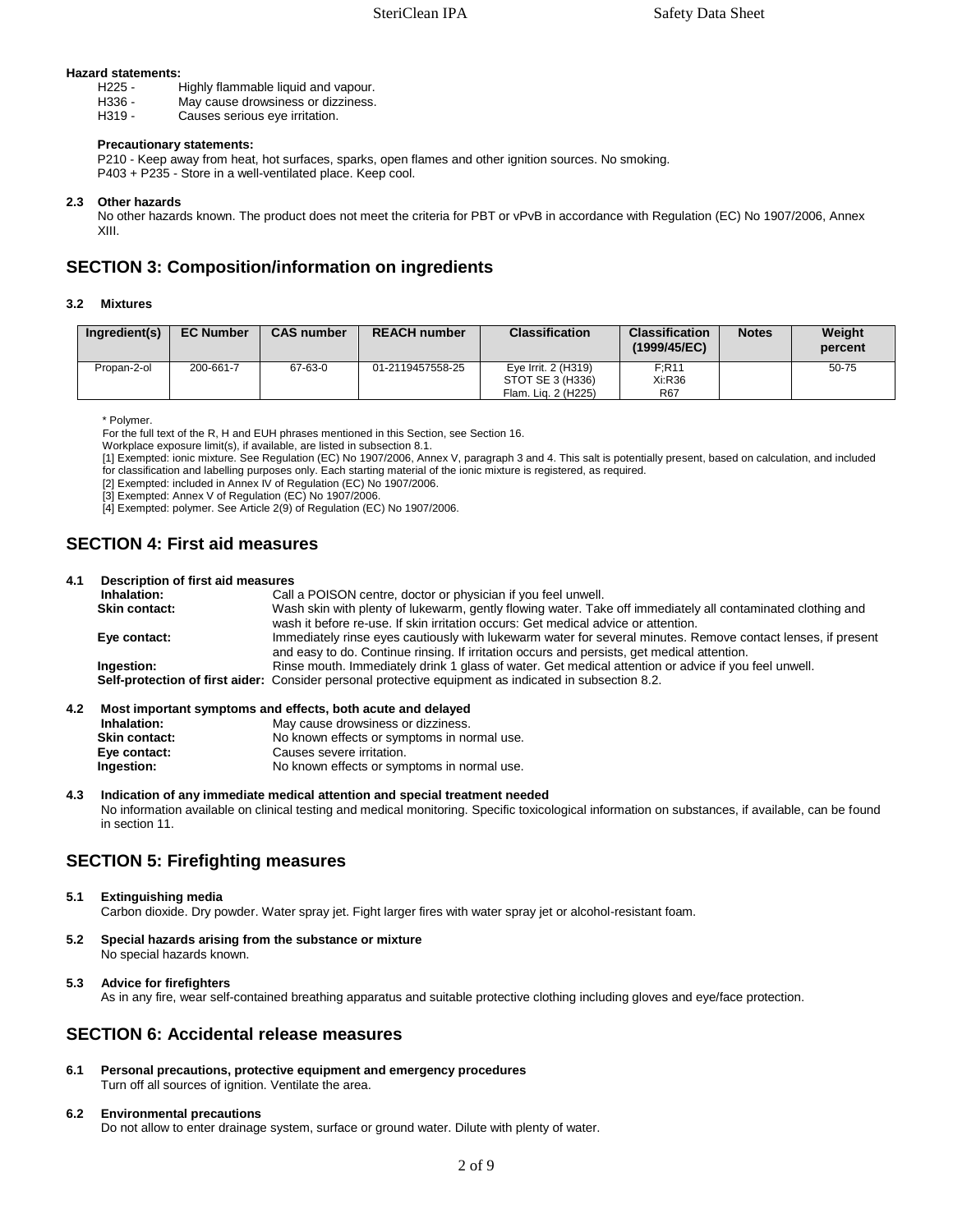**Hazard statements:**

H225 - Highly flammable liquid and vapour.
H336 - May cause drowsiness or dizziness.
H319 - Causes serious eye irritation.

**Precautionary statements:**

P210 - Keep away from heat, hot surfaces, sparks, open flames and other ignition sources. No smoking.
P403 + P235 - Store in a well-ventilated place. Keep cool.

**2.3 Other hazards**

No other hazards known. The product does not meet the criteria for PBT or vPvB in accordance with Regulation (EC) No 1907/2006, Annex XIII.

## SECTION 3: Composition/information on ingredients

**3.2 Mixtures**

| Ingredient(s) | EC Number | CAS number | REACH number | Classification | Classification (1999/45/EC) | Notes | Weight percent |
|---|---|---|---|---|---|---|---|
| Propan-2-ol | 200-661-7 | 67-63-0 | 01-2119457558-25 | Eye Irrit. 2 (H319) STOT SE 3 (H336) Flam. Liq. 2 (H225) | F;R11 Xi:R36 R67 | | 50-75 |

\* Polymer.
For the full text of the R, H and EUH phrases mentioned in this Section, see Section 16.
Workplace exposure limit(s), if available, are listed in subsection 8.1.
[1] Exempted: ionic mixture. See Regulation (EC) No 1907/2006, Annex V, paragraph 3 and 4. This salt is potentially present, based on calculation, and included for classification and labelling purposes only. Each starting material of the ionic mixture is registered, as required.
[2] Exempted: included in Annex IV of Regulation (EC) No 1907/2006.
[3] Exempted: Annex V of Regulation (EC) No 1907/2006.
[4] Exempted: polymer. See Article 2(9) of Regulation (EC) No 1907/2006.

## SECTION 4: First aid measures

**4.1 Description of first aid measures**

**Inhalation:** Call a POISON centre, doctor or physician if you feel unwell.
**Skin contact:** Wash skin with plenty of lukewarm, gently flowing water. Take off immediately all contaminated clothing and wash it before re-use. If skin irritation occurs: Get medical advice or attention.
**Eye contact:** Immediately rinse eyes cautiously with lukewarm water for several minutes. Remove contact lenses, if present and easy to do. Continue rinsing. If irritation occurs and persists, get medical attention.
**Ingestion:** Rinse mouth. Immediately drink 1 glass of water. Get medical attention or advice if you feel unwell.
**Self-protection of first aider:** Consider personal protective equipment as indicated in subsection 8.2.

**4.2 Most important symptoms and effects, both acute and delayed**

**Inhalation:** May cause drowsiness or dizziness.
**Skin contact:** No known effects or symptoms in normal use.
**Eye contact:** Causes severe irritation.
**Ingestion:** No known effects or symptoms in normal use.

**4.3 Indication of any immediate medical attention and special treatment needed**

No information available on clinical testing and medical monitoring. Specific toxicological information on substances, if available, can be found in section 11.

## SECTION 5: Firefighting measures

**5.1 Extinguishing media**

Carbon dioxide. Dry powder. Water spray jet. Fight larger fires with water spray jet or alcohol-resistant foam.

**5.2 Special hazards arising from the substance or mixture**

No special hazards known.

**5.3 Advice for firefighters**

As in any fire, wear self-contained breathing apparatus and suitable protective clothing including gloves and eye/face protection.

## SECTION 6: Accidental release measures

**6.1 Personal precautions, protective equipment and emergency procedures**

Turn off all sources of ignition. Ventilate the area.

**6.2 Environmental precautions**

Do not allow to enter drainage system, surface or ground water. Dilute with plenty of water.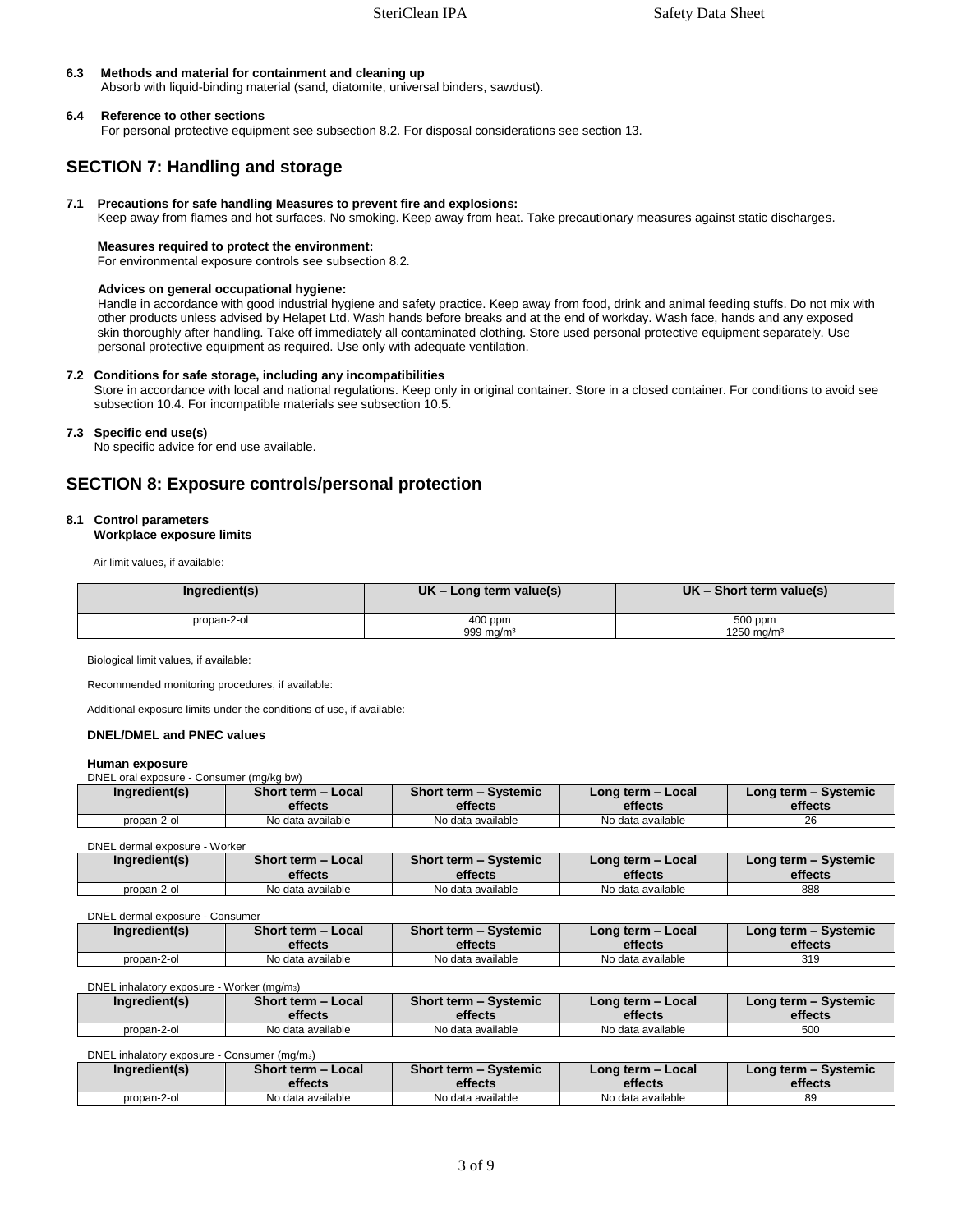**6.3 Methods and material for containment and cleaning up**

Absorb with liquid-binding material (sand, diatomite, universal binders, sawdust).

**6.4 Reference to other sections**

For personal protective equipment see subsection 8.2. For disposal considerations see section 13.

## SECTION 7: Handling and storage

**7.1 Precautions for safe handling Measures to prevent fire and explosions:**

Keep away from flames and hot surfaces. No smoking. Keep away from heat. Take precautionary measures against static discharges.

**Measures required to protect the environment:**

For environmental exposure controls see subsection 8.2.

**Advices on general occupational hygiene:**

Handle in accordance with good industrial hygiene and safety practice. Keep away from food, drink and animal feeding stuffs. Do not mix with other products unless advised by Helapet Ltd. Wash hands before breaks and at the end of workday. Wash face, hands and any exposed skin thoroughly after handling. Take off immediately all contaminated clothing. Store used personal protective equipment separately. Use personal protective equipment as required. Use only with adequate ventilation.

**7.2 Conditions for safe storage, including any incompatibilities**

Store in accordance with local and national regulations. Keep only in original container. Store in a closed container. For conditions to avoid see subsection 10.4. For incompatible materials see subsection 10.5.

**7.3 Specific end use(s)**

No specific advice for end use available.

## SECTION 8: Exposure controls/personal protection

**8.1 Control parameters**

**Workplace exposure limits**

Air limit values, if available:

| Ingredient(s) | UK – Long term value(s) | UK – Short term value(s) |
|---|---|---|
| propan-2-ol | 400 ppm<br>999 mg/m³ | 500 ppm<br>1250 mg/m³ |

Biological limit values, if available:

Recommended monitoring procedures, if available:

Additional exposure limits under the conditions of use, if available:

**DNEL/DMEL and PNEC values**

**Human exposure**

DNEL oral exposure - Consumer (mg/kg bw)

| Ingredient(s) | Short term – Local effects | Short term – Systemic effects | Long term – Local effects | Long term – Systemic effects |
|---|---|---|---|---|
| propan-2-ol | No data available | No data available | No data available | 26 |

DNEL dermal exposure - Worker

| Ingredient(s) | Short term – Local effects | Short term – Systemic effects | Long term – Local effects | Long term – Systemic effects |
|---|---|---|---|---|
| propan-2-ol | No data available | No data available | No data available | 888 |

DNEL dermal exposure - Consumer

| Ingredient(s) | Short term – Local effects | Short term – Systemic effects | Long term – Local effects | Long term – Systemic effects |
|---|---|---|---|---|
| propan-2-ol | No data available | No data available | No data available | 319 |

DNEL inhalatory exposure - Worker (mg/m$_3$)

| Ingredient(s) | Short term – Local effects | Short term – Systemic effects | Long term – Local effects | Long term – Systemic effects |
|---|---|---|---|---|
| propan-2-ol | No data available | No data available | No data available | 500 |

DNEL inhalatory exposure - Consumer (mg/m$_3$)

| Ingredient(s) | Short term – Local effects | Short term – Systemic effects | Long term – Local effects | Long term – Systemic effects |
|---|---|---|---|---|
| propan-2-ol | No data available | No data available | No data available | 89 |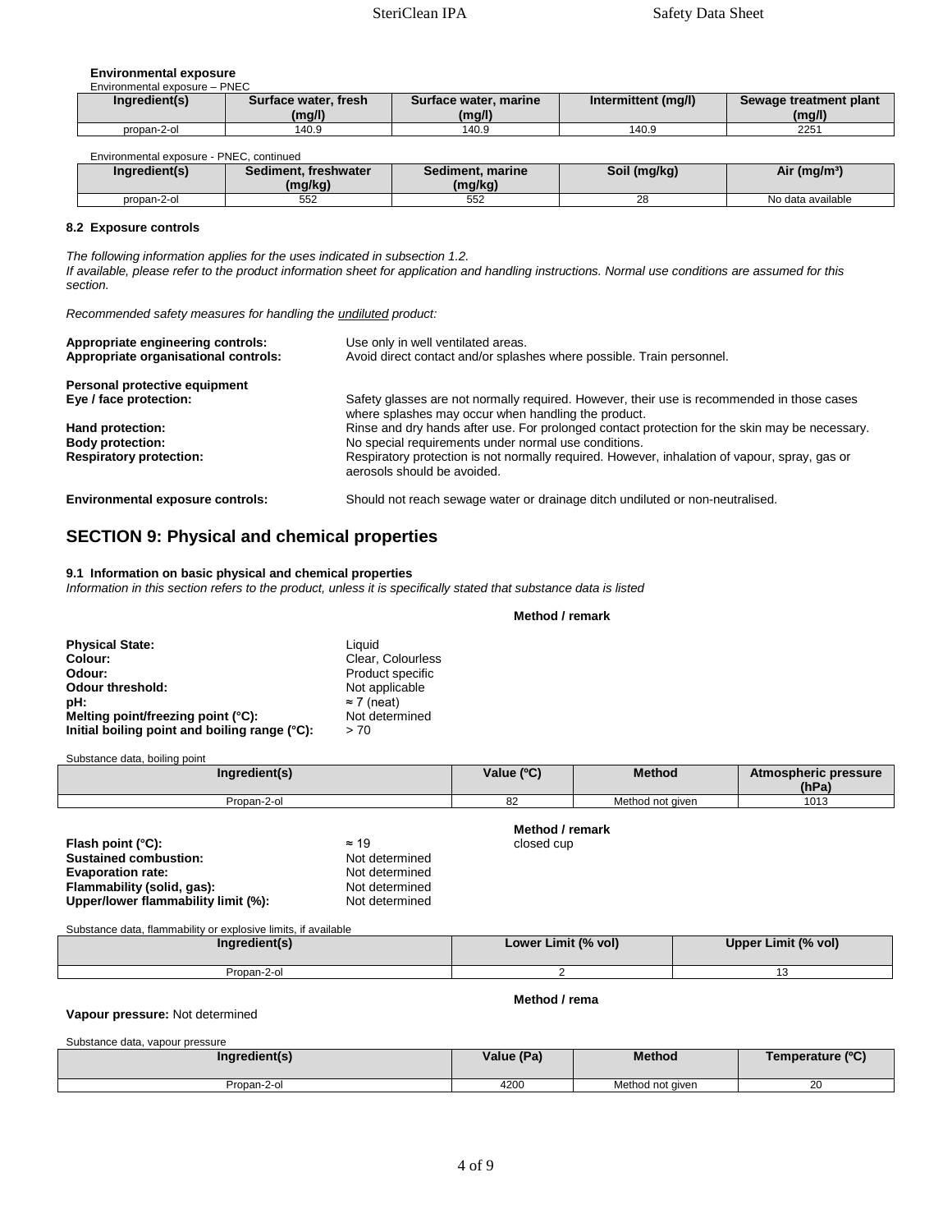**Environmental exposure**

Environmental exposure – PNEC

| Ingredient(s) | Surface water, fresh (mg/l) | Surface water, marine (mg/l) | Intermittent (mg/l) | Sewage treatment plant (mg/l) |
|---|---|---|---|---|
| propan-2-ol | 140.9 | 140.9 | 140.9 | 2251 |

Environmental exposure - PNEC, continued

| Ingredient(s) | Sediment, freshwater (mg/kg) | Sediment, marine (mg/kg) | Soil (mg/kg) | Air (mg/m³) |
|---|---|---|---|---|
| propan-2-ol | 552 | 552 | 28 | No data available |

#### 8.2 Exposure controls

*The following information applies for the uses indicated in subsection 1.2.*
*If available, please refer to the product information sheet for application and handling instructions. Normal use conditions are assumed for this section.*

*Recommended safety measures for handling the undiluted product:*

**Appropriate engineering controls:** Use only in well ventilated areas.
**Appropriate organisational controls:** Avoid direct contact and/or splashes where possible. Train personnel.

**Personal protective equipment**
**Eye / face protection:** Safety glasses are not normally required. However, their use is recommended in those cases where splashes may occur when handling the product.
**Hand protection:** Rinse and dry hands after use. For prolonged contact protection for the skin may be necessary.
**Body protection:** No special requirements under normal use conditions.
**Respiratory protection:** Respiratory protection is not normally required. However, inhalation of vapour, spray, gas or aerosols should be avoided.

**Environmental exposure controls:** Should not reach sewage water or drainage ditch undiluted or non-neutralised.

## SECTION 9: Physical and chemical properties

#### 9.1 Information on basic physical and chemical properties

*Information in this section refers to the product, unless it is specifically stated that substance data is listed*

| | | **Method / remark** |
|---|---|---|
| **Physical State:** | Liquid | |
| **Colour:** | Clear, Colourless | |
| **Odour:** | Product specific | |
| **Odour threshold:** | Not applicable | |
| **pH:** | ≈ 7 (neat) | |
| **Melting point/freezing point (°C):** | Not determined | |
| **Initial boiling point and boiling range (°C):** | > 70 | |

Substance data, boiling point

| Ingredient(s) | Value (°C) | Method | Atmospheric pressure (hPa) |
|---|---|---|---|
| Propan-2-ol | 82 | Method not given | 1013 |

| | | **Method / remark** |
|---|---|---|
| **Flash point (°C):** | ≈ 19 | closed cup |
| **Sustained combustion:** | Not determined | |
| **Evaporation rate:** | Not determined | |
| **Flammability (solid, gas):** | Not determined | |
| **Upper/lower flammability limit (%):** | Not determined | |

Substance data, flammability or explosive limits, if available

| Ingredient(s) | Lower Limit (% vol) | Upper Limit (% vol) |
|---|---|---|
| Propan-2-ol | 2 | 13 |

**Method / rema**

**Vapour pressure:** Not determined

Substance data, vapour pressure

| Ingredient(s) | Value (Pa) | Method | Temperature (°C) |
|---|---|---|---|
| Propan-2-ol | 4200 | Method not given | 20 |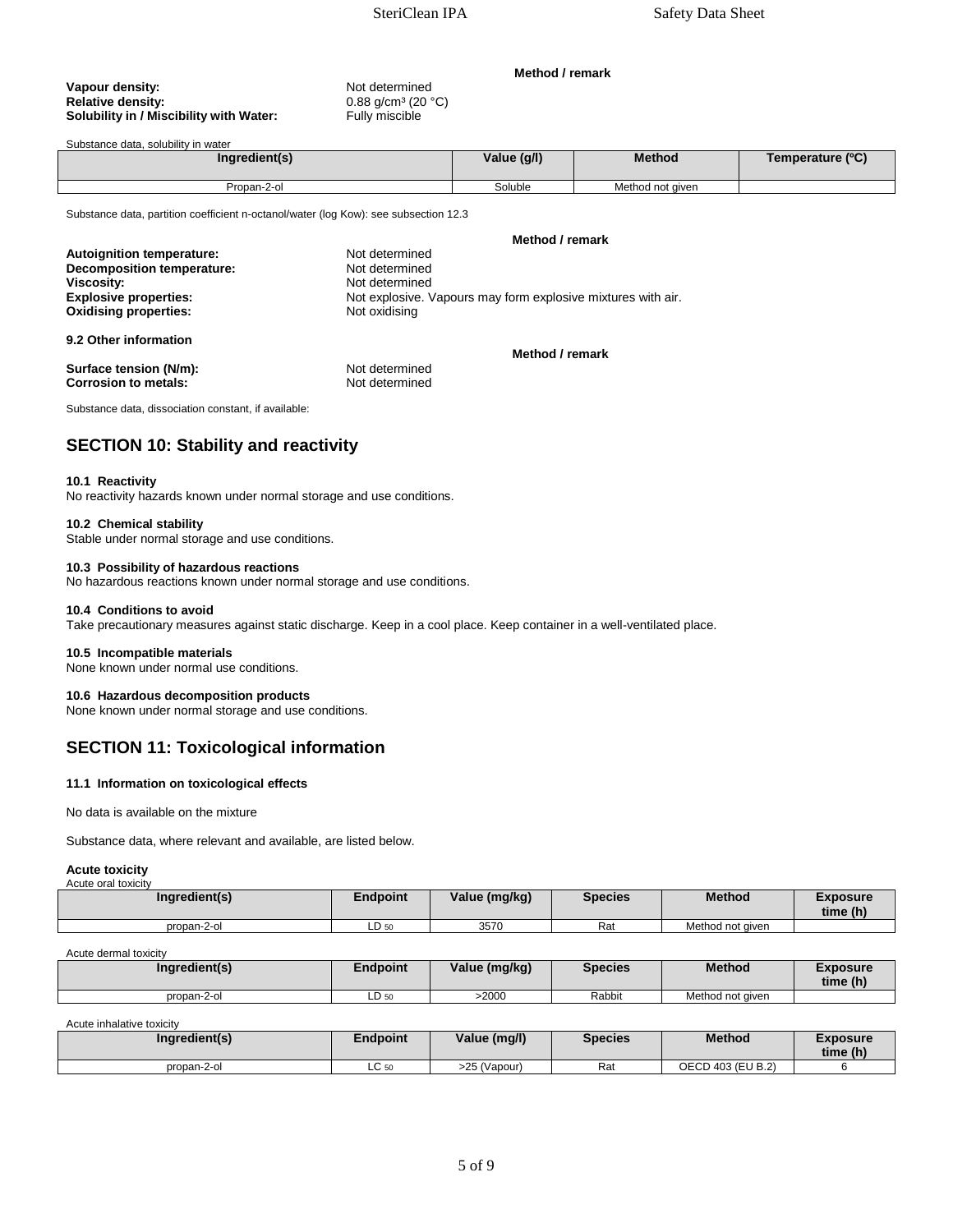| | | Method / remark |
|---|---|---|
| **Vapour density:** | Not determined | |
| **Relative density:** | 0.88 g/cm³ (20 °C) | |
| **Solubility in / Miscibility with Water:** | Fully miscible | |

Substance data, solubility in water

| Ingredient(s) | Value (g/l) | Method | Temperature (ºC) |
|---|---|---|---|
| Propan-2-ol | Soluble | Method not given | |

Substance data, partition coefficient n-octanol/water (log Kow): see subsection 12.3

| | | Method / remark |
|---|---|---|
| **Autoignition temperature:** | Not determined | |
| **Decomposition temperature:** | Not determined | |
| **Viscosity:** | Not determined | |
| **Explosive properties:** | Not explosive. Vapours may form explosive mixtures with air. | |
| **Oxidising properties:** | Not oxidising | |

**9.2 Other information**

| | | Method / remark |
|---|---|---|
| **Surface tension (N/m):** | Not determined | |
| **Corrosion to metals:** | Not determined | |

Substance data, dissociation constant, if available:

## SECTION 10: Stability and reactivity

**10.1 Reactivity**
No reactivity hazards known under normal storage and use conditions.

**10.2 Chemical stability**
Stable under normal storage and use conditions.

**10.3 Possibility of hazardous reactions**
No hazardous reactions known under normal storage and use conditions.

**10.4 Conditions to avoid**
Take precautionary measures against static discharge. Keep in a cool place. Keep container in a well-ventilated place.

**10.5 Incompatible materials**
None known under normal use conditions.

**10.6 Hazardous decomposition products**
None known under normal storage and use conditions.

## SECTION 11: Toxicological information

**11.1 Information on toxicological effects**

No data is available on the mixture

Substance data, where relevant and available, are listed below.

**Acute toxicity**

Acute oral toxicity

| Ingredient(s) | Endpoint | Value (mg/kg) | Species | Method | Exposure time (h) |
|---|---|---|---|---|---|
| propan-2-ol | $LD_{50}$ | 3570 | Rat | Method not given | |

Acute dermal toxicity

| Ingredient(s) | Endpoint | Value (mg/kg) | Species | Method | Exposure time (h) |
|---|---|---|---|---|---|
| propan-2-ol | $LD_{50}$ | >2000 | Rabbit | Method not given | |

Acute inhalative toxicity

| Ingredient(s) | Endpoint | Value (mg/l) | Species | Method | Exposure time (h) |
|---|---|---|---|---|---|
| propan-2-ol | $LC_{50}$ | >25 (Vapour) | Rat | OECD 403 (EU B.2) | 6 |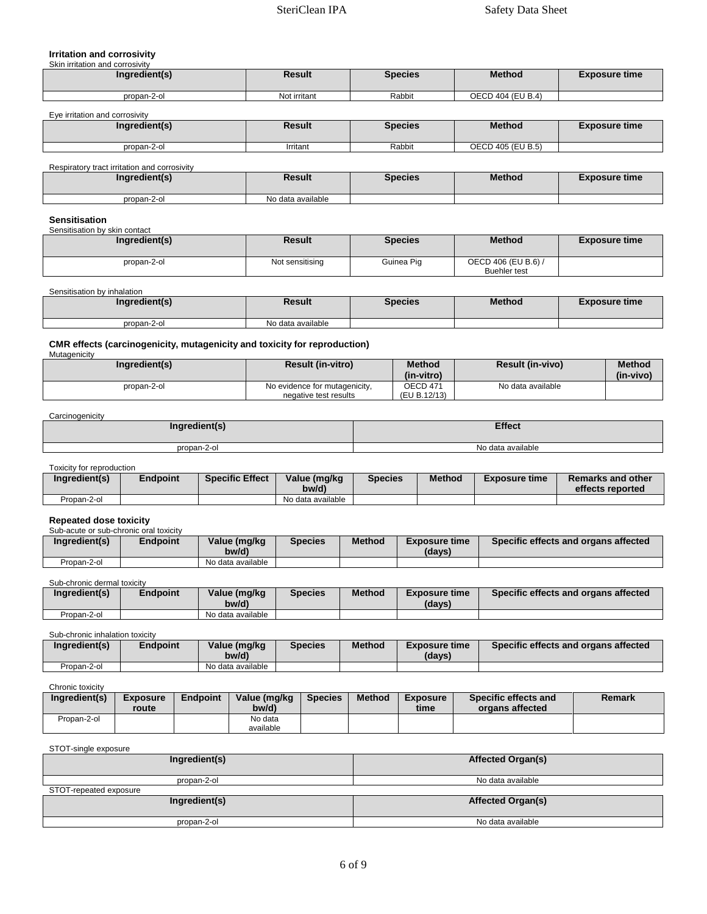### Irritation and corrosivity

Skin irritation and corrosivity

| Ingredient(s) | Result | Species | Method | Exposure time |
|---|---|---|---|---|
| propan-2-ol | Not irritant | Rabbit | OECD 404 (EU B.4) | |

Eye irritation and corrosivity

| Ingredient(s) | Result | Species | Method | Exposure time |
|---|---|---|---|---|
| propan-2-ol | Irritant | Rabbit | OECD 405 (EU B.5) | |

Respiratory tract irritation and corrosivity

| Ingredient(s) | Result | Species | Method | Exposure time |
|---|---|---|---|---|
| propan-2-ol | No data available | | | |

### Sensitisation

Sensitisation by skin contact

| Ingredient(s) | Result | Species | Method | Exposure time |
|---|---|---|---|---|
| propan-2-ol | Not sensitising | Guinea Pig | OECD 406 (EU B.6) / Buehler test | |

Sensitisation by inhalation

| Ingredient(s) | Result | Species | Method | Exposure time |
|---|---|---|---|---|
| propan-2-ol | No data available | | | |

### CMR effects (carcinogenicity, mutagenicity and toxicity for reproduction)

Mutagenicity

| Ingredient(s) | Result (in-vitro) | Method (in-vitro) | Result (in-vivo) | Method (in-vivo) |
|---|---|---|---|---|
| propan-2-ol | No evidence for mutagenicity, negative test results | OECD 471 (EU B.12/13) | No data available | |

Carcinogenicity

| Ingredient(s) | Effect |
|---|---|
| propan-2-ol | No data available |

Toxicity for reproduction

| Ingredient(s) | Endpoint | Specific Effect | Value (mg/kg bw/d) | Species | Method | Exposure time | Remarks and other effects reported |
|---|---|---|---|---|---|---|---|
| Propan-2-ol | | | No data available | | | | |

### Repeated dose toxicity

Sub-acute or sub-chronic oral toxicity

| Ingredient(s) | Endpoint | Value (mg/kg bw/d) | Species | Method | Exposure time (days) | Specific effects and organs affected |
|---|---|---|---|---|---|---|
| Propan-2-ol | | No data available | | | | |

Sub-chronic dermal toxicity

| Ingredient(s) | Endpoint | Value (mg/kg bw/d) | Species | Method | Exposure time (days) | Specific effects and organs affected |
|---|---|---|---|---|---|---|
| Propan-2-ol | | No data available | | | | |

Sub-chronic inhalation toxicity

| Ingredient(s) | Endpoint | Value (mg/kg bw/d) | Species | Method | Exposure time (days) | Specific effects and organs affected |
|---|---|---|---|---|---|---|
| Propan-2-ol | | No data available | | | | |

Chronic toxicity

| Ingredient(s) | Exposure route | Endpoint | Value (mg/kg bw/d) | Species | Method | Exposure time | Specific effects and organs affected | Remark |
|---|---|---|---|---|---|---|---|---|
| Propan-2-ol | | | No data available | | | | | |

STOT-single exposure

| Ingredient(s) | Affected Organ(s) |
|---|---|
| propan-2-ol | No data available |

STOT-repeated exposure

| Ingredient(s) | Affected Organ(s) |
|---|---|
| propan-2-ol | No data available |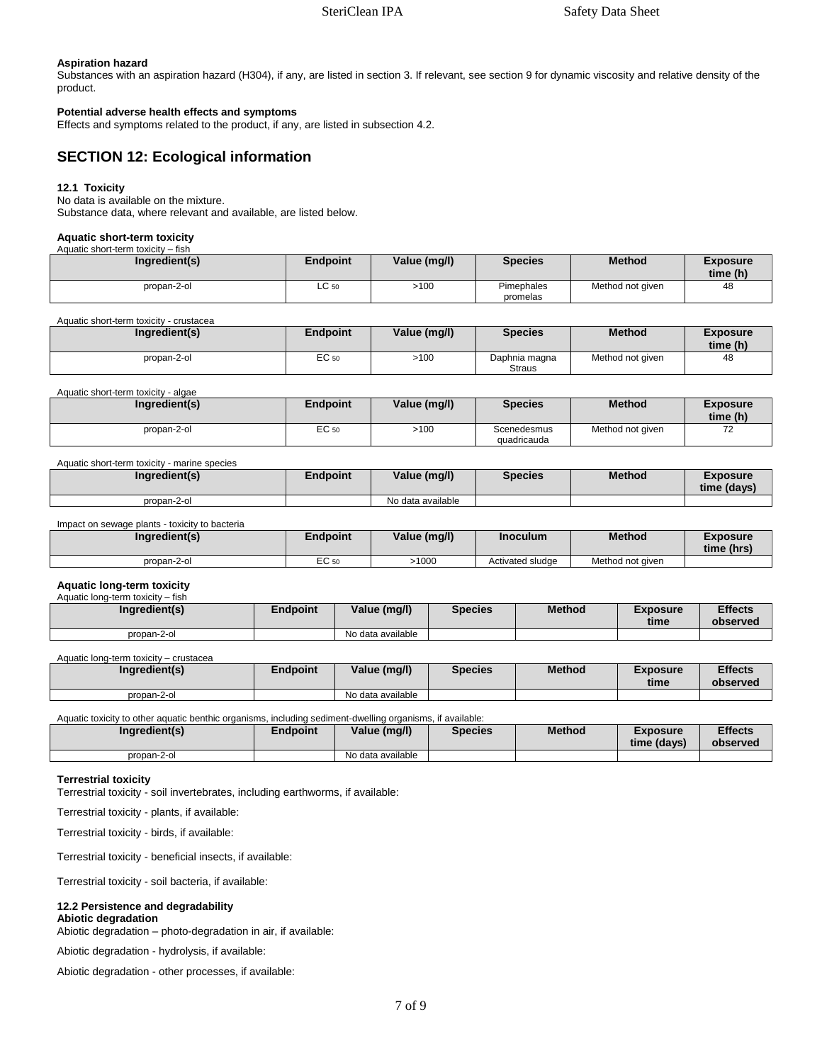**Aspiration hazard**

Substances with an aspiration hazard (H304), if any, are listed in section 3. If relevant, see section 9 for dynamic viscosity and relative density of the product.

**Potential adverse health effects and symptoms**

Effects and symptoms related to the product, if any, are listed in subsection 4.2.

## SECTION 12: Ecological information

**12.1 Toxicity**

No data is available on the mixture.
Substance data, where relevant and available, are listed below.

**Aquatic short-term toxicity**

Aquatic short-term toxicity – fish

| Ingredient(s) | Endpoint | Value (mg/l) | Species | Method | Exposure time (h) |
|---|---|---|---|---|---|
| propan-2-ol | $LC_{50}$ | >100 | Pimephales promelas | Method not given | 48 |

Aquatic short-term toxicity - crustacea

| Ingredient(s) | Endpoint | Value (mg/l) | Species | Method | Exposure time (h) |
|---|---|---|---|---|---|
| propan-2-ol | $EC_{50}$ | >100 | Daphnia magna Straus | Method not given | 48 |

Aquatic short-term toxicity - algae

| Ingredient(s) | Endpoint | Value (mg/l) | Species | Method | Exposure time (h) |
|---|---|---|---|---|---|
| propan-2-ol | $EC_{50}$ | >100 | Scenedesmus quadricauda | Method not given | 72 |

Aquatic short-term toxicity - marine species

| Ingredient(s) | Endpoint | Value (mg/l) | Species | Method | Exposure time (days) |
|---|---|---|---|---|---|
| propan-2-ol | | No data available | | | |

Impact on sewage plants - toxicity to bacteria

| Ingredient(s) | Endpoint | Value (mg/l) | Inoculum | Method | Exposure time (hrs) |
|---|---|---|---|---|---|
| propan-2-ol | $EC_{50}$ | >1000 | Activated sludge | Method not given | |

**Aquatic long-term toxicity**

Aquatic long-term toxicity – fish

| Ingredient(s) | Endpoint | Value (mg/l) | Species | Method | Exposure time | Effects observed |
|---|---|---|---|---|---|---|
| propan-2-ol | | No data available | | | | |

Aquatic long-term toxicity – crustacea

| Ingredient(s) | Endpoint | Value (mg/l) | Species | Method | Exposure time | Effects observed |
|---|---|---|---|---|---|---|
| propan-2-ol | | No data available | | | | |

Aquatic toxicity to other aquatic benthic organisms, including sediment-dwelling organisms, if available:

| Ingredient(s) | Endpoint | Value (mg/l) | Species | Method | Exposure time (days) | Effects observed |
|---|---|---|---|---|---|---|
| propan-2-ol | | No data available | | | | |

**Terrestrial toxicity**

Terrestrial toxicity - soil invertebrates, including earthworms, if available:

Terrestrial toxicity - plants, if available:

Terrestrial toxicity - birds, if available:

Terrestrial toxicity - beneficial insects, if available:

Terrestrial toxicity - soil bacteria, if available:

**12.2 Persistence and degradability**

**Abiotic degradation**

Abiotic degradation – photo-degradation in air, if available:

Abiotic degradation - hydrolysis, if available:

Abiotic degradation - other processes, if available: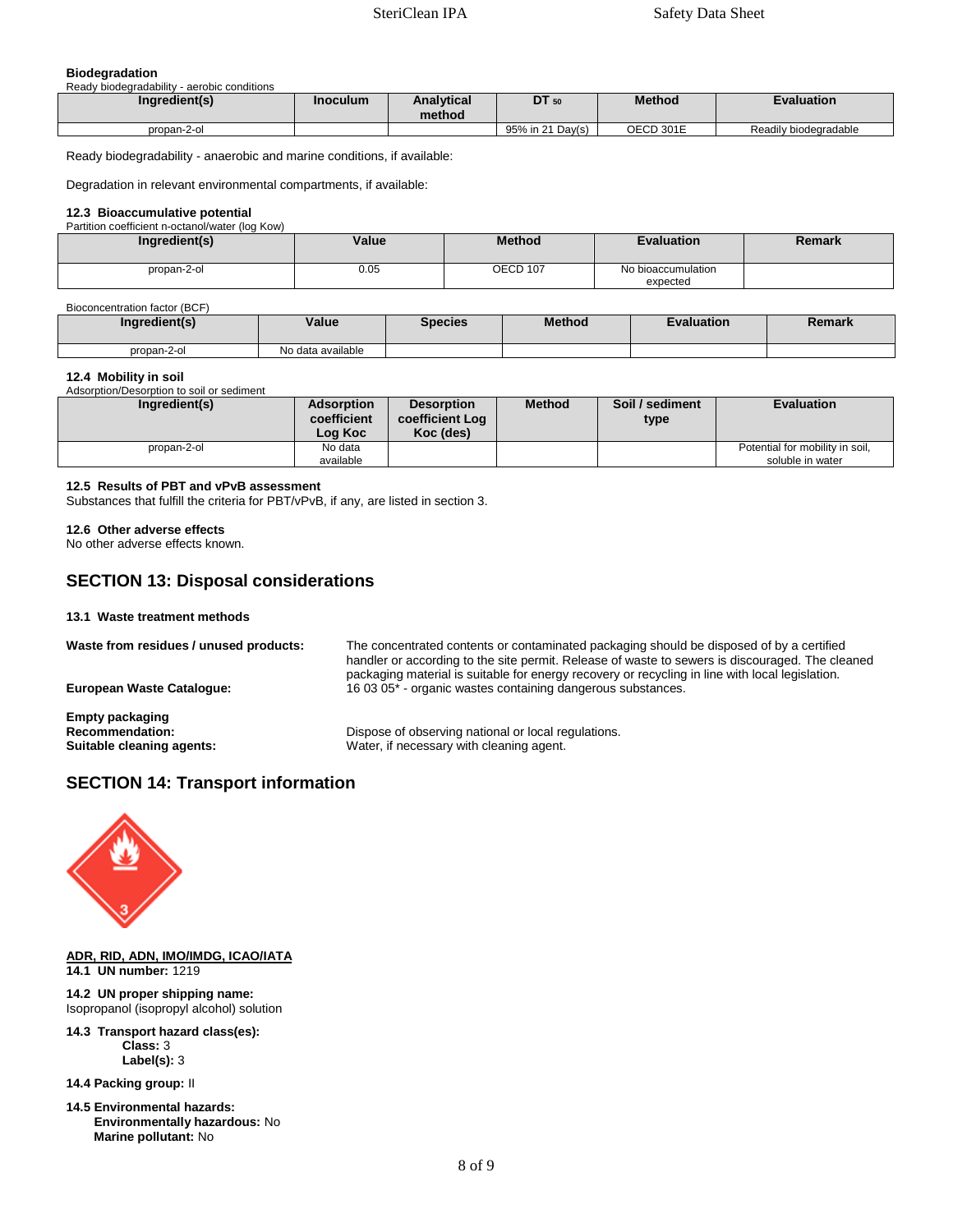**Biodegradation**

Ready biodegradability - aerobic conditions

| Ingredient(s) | Inoculum | Analytical method | $DT_{50}$ | Method | Evaluation |
|---|---|---|---|---|---|
| propan-2-ol | | | 95% in 21 Day(s) | OECD 301E | Readily biodegradable |

Ready biodegradability - anaerobic and marine conditions, if available:

Degradation in relevant environmental compartments, if available:

**12.3 Bioaccumulative potential**

Partition coefficient n-octanol/water (log Kow)

| Ingredient(s) | Value | Method | Evaluation | Remark |
|---|---|---|---|---|
| propan-2-ol | 0.05 | OECD 107 | No bioaccumulation expected | |

Bioconcentration factor (BCF)

| Ingredient(s) | Value | Species | Method | Evaluation | Remark |
|---|---|---|---|---|---|
| propan-2-ol | No data available | | | | |

**12.4 Mobility in soil**

Adsorption/Desorption to soil or sediment

| Ingredient(s) | Adsorption coefficient Log Koc | Desorption coefficient Log Koc (des) | Method | Soil / sediment type | Evaluation |
|---|---|---|---|---|---|
| propan-2-ol | No data available | | | | Potential for mobility in soil, soluble in water |

**12.5 Results of PBT and vPvB assessment**

Substances that fulfill the criteria for PBT/vPvB, if any, are listed in section 3.

**12.6 Other adverse effects**

No other adverse effects known.

## SECTION 13: Disposal considerations

**13.1 Waste treatment methods**

**Waste from residues / unused products:** The concentrated contents or contaminated packaging should be disposed of by a certified handler or according to the site permit. Release of waste to sewers is discouraged. The cleaned packaging material is suitable for energy recovery or recycling in line with local legislation.

**European Waste Catalogue:** 16 03 05* - organic wastes containing dangerous substances.

**Empty packaging**

**Recommendation:** Dispose of observing national or local regulations.

**Suitable cleaning agents:** Water, if necessary with cleaning agent.

## SECTION 14: Transport information

**ADR, RID, ADN, IMO/IMDG, ICAO/IATA**

**14.1 UN number:** 1219

**14.2 UN proper shipping name:**
Isopropanol (isopropyl alcohol) solution

**14.3 Transport hazard class(es):**
**Class:** 3
**Label(s):** 3

**14.4 Packing group:** II

**14.5 Environmental hazards:**
**Environmentally hazardous:** No
**Marine pollutant:** No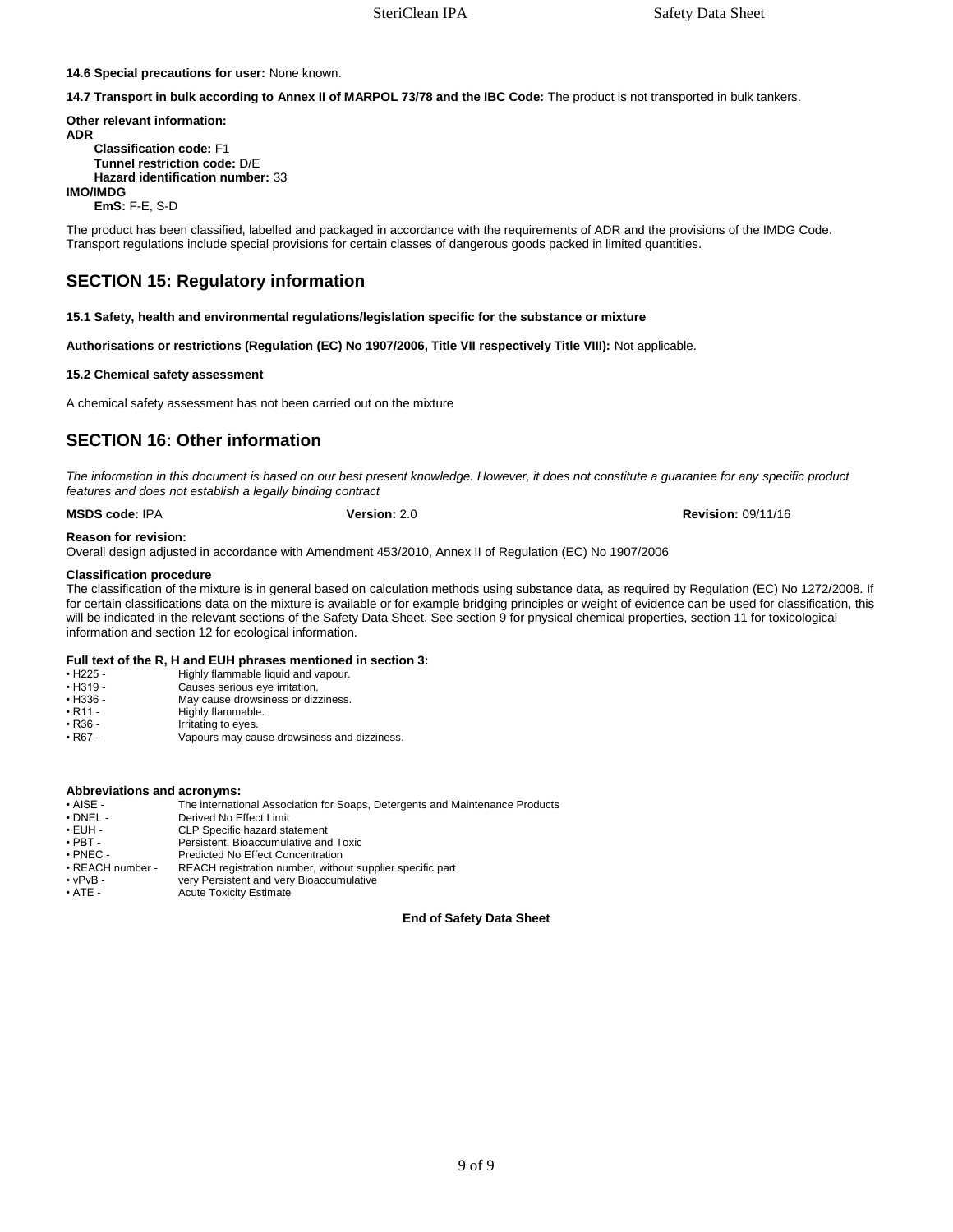**14.6 Special precautions for user:** None known.

**14.7 Transport in bulk according to Annex II of MARPOL 73/78 and the IBC Code:** The product is not transported in bulk tankers.

**Other relevant information:**

**ADR**

**Classification code:** F1

**Tunnel restriction code:** D/E

**Hazard identification number:** 33

**IMO/IMDG**

**EmS:** F-E, S-D

The product has been classified, labelled and packaged in accordance with the requirements of ADR and the provisions of the IMDG Code. Transport regulations include special provisions for certain classes of dangerous goods packed in limited quantities.

## SECTION 15: Regulatory information

**15.1 Safety, health and environmental regulations/legislation specific for the substance or mixture**

**Authorisations or restrictions (Regulation (EC) No 1907/2006, Title VII respectively Title VIII):** Not applicable.

**15.2 Chemical safety assessment**

A chemical safety assessment has not been carried out on the mixture

## SECTION 16: Other information

*The information in this document is based on our best present knowledge. However, it does not constitute a guarantee for any specific product features and does not establish a legally binding contract*

**MSDS code:** IPA **Version:** 2.0 **Revision:** 09/11/16

**Reason for revision:**

Overall design adjusted in accordance with Amendment 453/2010, Annex II of Regulation (EC) No 1907/2006

**Classification procedure**

The classification of the mixture is in general based on calculation methods using substance data, as required by Regulation (EC) No 1272/2008. If for certain classifications data on the mixture is available or for example bridging principles or weight of evidence can be used for classification, this will be indicated in the relevant sections of the Safety Data Sheet. See section 9 for physical chemical properties, section 11 for toxicological information and section 12 for ecological information.

**Full text of the R, H and EUH phrases mentioned in section 3:**

- H225 - Highly flammable liquid and vapour.
- H319 - Causes serious eye irritation.
- H336 - May cause drowsiness or dizziness.
- R11 - Highly flammable.
- R36 - Irritating to eyes.
- R67 - Vapours may cause drowsiness and dizziness.

**Abbreviations and acronyms:**

- AISE - The international Association for Soaps, Detergents and Maintenance Products
- DNEL - Derived No Effect Limit
- EUH - CLP Specific hazard statement
- PBT - Persistent, Bioaccumulative and Toxic
- PNEC - Predicted No Effect Concentration
- REACH number - REACH registration number, without supplier specific part
- vPvB - very Persistent and very Bioaccumulative
- ATE - Acute Toxicity Estimate

**End of Safety Data Sheet**